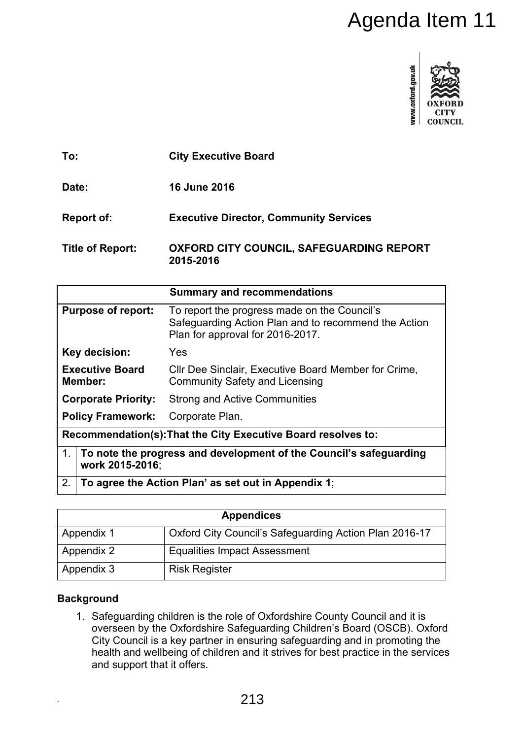# Agenda Item 11

| | |
|---|---|
| **To:** | **City Executive Board** |
| **Date:** | **16 June 2016** |
| **Report of:** | **Executive Director, Community Services** |
| **Title of Report:** | **OXFORD CITY COUNCIL, SAFEGUARDING REPORT 2015-2016** |

| **Summary and recommendations** | |
|---|---|
| **Purpose of report:** | To report the progress made on the Council's Safeguarding Action Plan and to recommend the Action Plan for approval for 2016-2017. |
| **Key decision:** | Yes |
| **Executive Board Member:** | Cllr Dee Sinclair, Executive Board Member for Crime, Community Safety and Licensing |
| **Corporate Priority:** | Strong and Active Communities |
| **Policy Framework:** | Corporate Plan. |
| **Recommendation(s):That the City Executive Board resolves to:** | |
| 1. | **To note the progress and development of the Council's safeguarding work 2015-2016**; |
| 2. | **To agree the Action Plan' as set out in Appendix 1**; |

| **Appendices** | |
|---|---|
| Appendix 1 | Oxford City Council's Safeguarding Action Plan 2016-17 |
| Appendix 2 | Equalities Impact Assessment |
| Appendix 3 | Risk Register |

**Background**

1. Safeguarding children is the role of Oxfordshire County Council and it is overseen by the Oxfordshire Safeguarding Children's Board (OSCB). Oxford City Council is a key partner in ensuring safeguarding and in promoting the health and wellbeing of children and it strives for best practice in the services and support that it offers.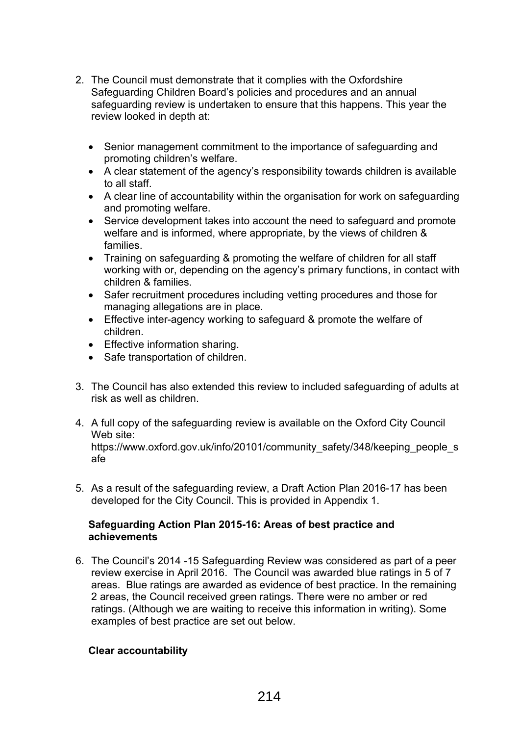2. The Council must demonstrate that it complies with the Oxfordshire Safeguarding Children Board's policies and procedures and an annual safeguarding review is undertaken to ensure that this happens. This year the review looked in depth at:

   - Senior management commitment to the importance of safeguarding and promoting children's welfare.
   - A clear statement of the agency's responsibility towards children is available to all staff.
   - A clear line of accountability within the organisation for work on safeguarding and promoting welfare.
   - Service development takes into account the need to safeguard and promote welfare and is informed, where appropriate, by the views of children & families.
   - Training on safeguarding & promoting the welfare of children for all staff working with or, depending on the agency's primary functions, in contact with children & families.
   - Safer recruitment procedures including vetting procedures and those for managing allegations are in place.
   - Effective inter-agency working to safeguard & promote the welfare of children.
   - Effective information sharing.
   - Safe transportation of children.

3. The Council has also extended this review to included safeguarding of adults at risk as well as children.

4. A full copy of the safeguarding review is available on the Oxford City Council Web site: https://www.oxford.gov.uk/info/20101/community_safety/348/keeping_people_safe

5. As a result of the safeguarding review, a Draft Action Plan 2016-17 has been developed for the City Council. This is provided in Appendix 1.

**Safeguarding Action Plan 2015-16: Areas of best practice and achievements**

6. The Council's 2014 -15 Safeguarding Review was considered as part of a peer review exercise in April 2016. The Council was awarded blue ratings in 5 of 7 areas. Blue ratings are awarded as evidence of best practice. In the remaining 2 areas, the Council received green ratings. There were no amber or red ratings. (Although we are waiting to receive this information in writing). Some examples of best practice are set out below.

**Clear accountability**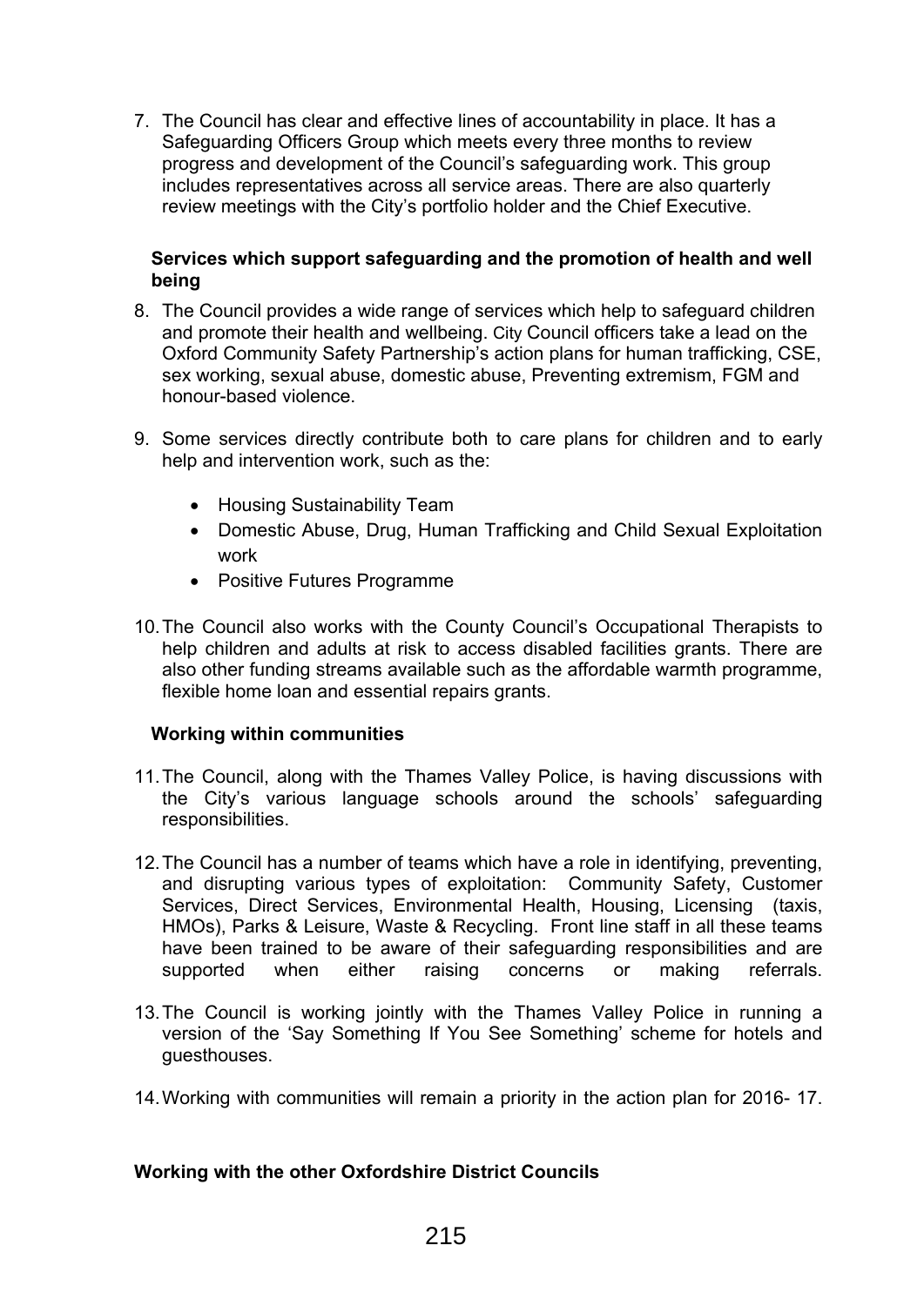7. The Council has clear and effective lines of accountability in place. It has a Safeguarding Officers Group which meets every three months to review progress and development of the Council's safeguarding work. This group includes representatives across all service areas. There are also quarterly review meetings with the City's portfolio holder and the Chief Executive.

**Services which support safeguarding and the promotion of health and well being**

8. The Council provides a wide range of services which help to safeguard children and promote their health and wellbeing. City Council officers take a lead on the Oxford Community Safety Partnership's action plans for human trafficking, CSE, sex working, sexual abuse, domestic abuse, Preventing extremism, FGM and honour-based violence.

9. Some services directly contribute both to care plans for children and to early help and intervention work, such as the:

    - Housing Sustainability Team
    - Domestic Abuse, Drug, Human Trafficking and Child Sexual Exploitation work
    - Positive Futures Programme

10. The Council also works with the County Council's Occupational Therapists to help children and adults at risk to access disabled facilities grants. There are also other funding streams available such as the affordable warmth programme, flexible home loan and essential repairs grants.

**Working within communities**

11. The Council, along with the Thames Valley Police, is having discussions with the City's various language schools around the schools' safeguarding responsibilities.

12. The Council has a number of teams which have a role in identifying, preventing, and disrupting various types of exploitation: Community Safety, Customer Services, Direct Services, Environmental Health, Housing, Licensing (taxis, HMOs), Parks & Leisure, Waste & Recycling. Front line staff in all these teams have been trained to be aware of their safeguarding responsibilities and are supported when either raising concerns or making referrals.

13. The Council is working jointly with the Thames Valley Police in running a version of the 'Say Something If You See Something' scheme for hotels and guesthouses.

14. Working with communities will remain a priority in the action plan for 2016- 17.

**Working with the other Oxfordshire District Councils**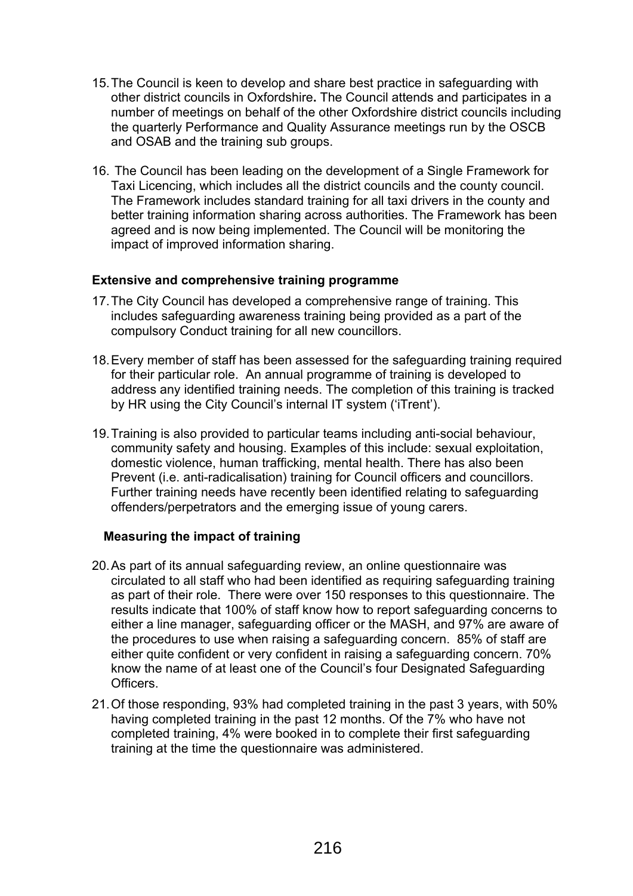15. The Council is keen to develop and share best practice in safeguarding with other district councils in Oxfordshire**.** The Council attends and participates in a number of meetings on behalf of the other Oxfordshire district councils including the quarterly Performance and Quality Assurance meetings run by the OSCB and OSAB and the training sub groups.

16. The Council has been leading on the development of a Single Framework for Taxi Licencing, which includes all the district councils and the county council. The Framework includes standard training for all taxi drivers in the county and better training information sharing across authorities. The Framework has been agreed and is now being implemented. The Council will be monitoring the impact of improved information sharing.

**Extensive and comprehensive training programme**

17. The City Council has developed a comprehensive range of training. This includes safeguarding awareness training being provided as a part of the compulsory Conduct training for all new councillors.

18. Every member of staff has been assessed for the safeguarding training required for their particular role. An annual programme of training is developed to address any identified training needs. The completion of this training is tracked by HR using the City Council's internal IT system ('iTrent').

19. Training is also provided to particular teams including anti-social behaviour, community safety and housing. Examples of this include: sexual exploitation, domestic violence, human trafficking, mental health. There has also been Prevent (i.e. anti-radicalisation) training for Council officers and councillors. Further training needs have recently been identified relating to safeguarding offenders/perpetrators and the emerging issue of young carers.

**Measuring the impact of training**

20. As part of its annual safeguarding review, an online questionnaire was circulated to all staff who had been identified as requiring safeguarding training as part of their role. There were over 150 responses to this questionnaire. The results indicate that 100% of staff know how to report safeguarding concerns to either a line manager, safeguarding officer or the MASH, and 97% are aware of the procedures to use when raising a safeguarding concern. 85% of staff are either quite confident or very confident in raising a safeguarding concern. 70% know the name of at least one of the Council's four Designated Safeguarding Officers.

21. Of those responding, 93% had completed training in the past 3 years, with 50% having completed training in the past 12 months. Of the 7% who have not completed training, 4% were booked in to complete their first safeguarding training at the time the questionnaire was administered.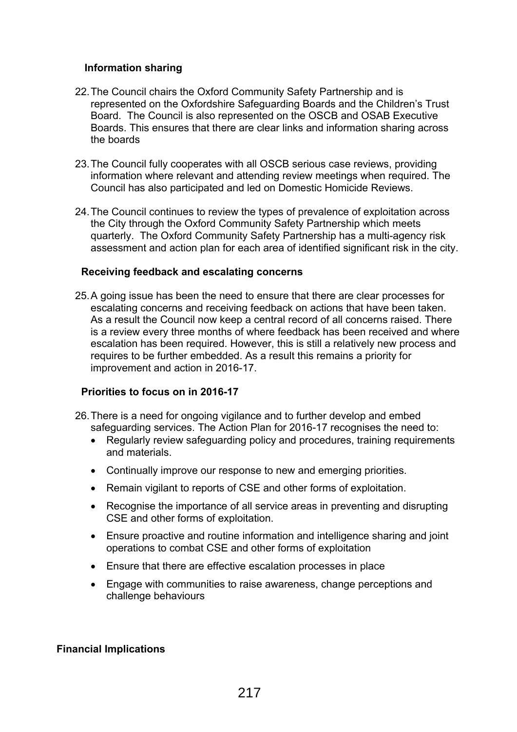**Information sharing**

22. The Council chairs the Oxford Community Safety Partnership and is represented on the Oxfordshire Safeguarding Boards and the Children's Trust Board. The Council is also represented on the OSCB and OSAB Executive Boards. This ensures that there are clear links and information sharing across the boards

23. The Council fully cooperates with all OSCB serious case reviews, providing information where relevant and attending review meetings when required. The Council has also participated and led on Domestic Homicide Reviews.

24. The Council continues to review the types of prevalence of exploitation across the City through the Oxford Community Safety Partnership which meets quarterly. The Oxford Community Safety Partnership has a multi-agency risk assessment and action plan for each area of identified significant risk in the city.

**Receiving feedback and escalating concerns**

25. A going issue has been the need to ensure that there are clear processes for escalating concerns and receiving feedback on actions that have been taken. As a result the Council now keep a central record of all concerns raised. There is a review every three months of where feedback has been received and where escalation has been required. However, this is still a relatively new process and requires to be further embedded. As a result this remains a priority for improvement and action in 2016-17.

**Priorities to focus on in 2016-17**

26. There is a need for ongoing vigilance and to further develop and embed safeguarding services. The Action Plan for 2016-17 recognises the need to:
    - Regularly review safeguarding policy and procedures, training requirements and materials.
    - Continually improve our response to new and emerging priorities.
    - Remain vigilant to reports of CSE and other forms of exploitation.
    - Recognise the importance of all service areas in preventing and disrupting CSE and other forms of exploitation.
    - Ensure proactive and routine information and intelligence sharing and joint operations to combat CSE and other forms of exploitation
    - Ensure that there are effective escalation processes in place
    - Engage with communities to raise awareness, change perceptions and challenge behaviours

**Financial Implications**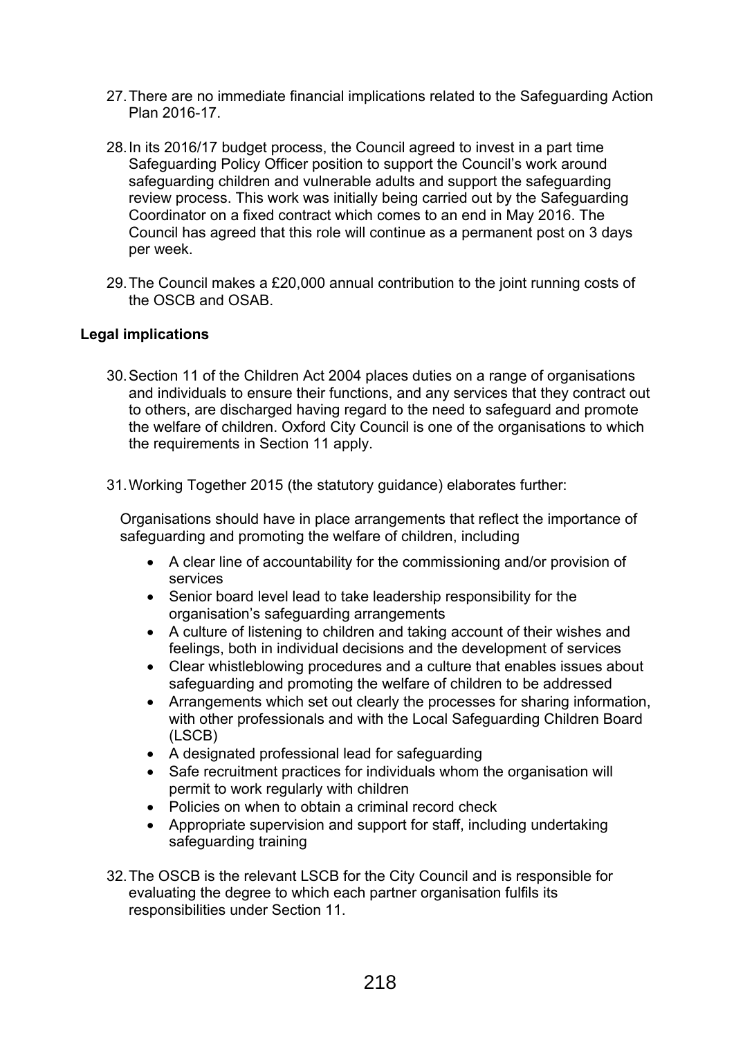27. There are no immediate financial implications related to the Safeguarding Action Plan 2016-17.

28. In its 2016/17 budget process, the Council agreed to invest in a part time Safeguarding Policy Officer position to support the Council's work around safeguarding children and vulnerable adults and support the safeguarding review process. This work was initially being carried out by the Safeguarding Coordinator on a fixed contract which comes to an end in May 2016. The Council has agreed that this role will continue as a permanent post on 3 days per week.

29. The Council makes a £20,000 annual contribution to the joint running costs of the OSCB and OSAB.

**Legal implications**

30. Section 11 of the Children Act 2004 places duties on a range of organisations and individuals to ensure their functions, and any services that they contract out to others, are discharged having regard to the need to safeguard and promote the welfare of children. Oxford City Council is one of the organisations to which the requirements in Section 11 apply.

31. Working Together 2015 (the statutory guidance) elaborates further:

    Organisations should have in place arrangements that reflect the importance of safeguarding and promoting the welfare of children, including

    - A clear line of accountability for the commissioning and/or provision of services
    - Senior board level lead to take leadership responsibility for the organisation's safeguarding arrangements
    - A culture of listening to children and taking account of their wishes and feelings, both in individual decisions and the development of services
    - Clear whistleblowing procedures and a culture that enables issues about safeguarding and promoting the welfare of children to be addressed
    - Arrangements which set out clearly the processes for sharing information, with other professionals and with the Local Safeguarding Children Board (LSCB)
    - A designated professional lead for safeguarding
    - Safe recruitment practices for individuals whom the organisation will permit to work regularly with children
    - Policies on when to obtain a criminal record check
    - Appropriate supervision and support for staff, including undertaking safeguarding training

32. The OSCB is the relevant LSCB for the City Council and is responsible for evaluating the degree to which each partner organisation fulfils its responsibilities under Section 11.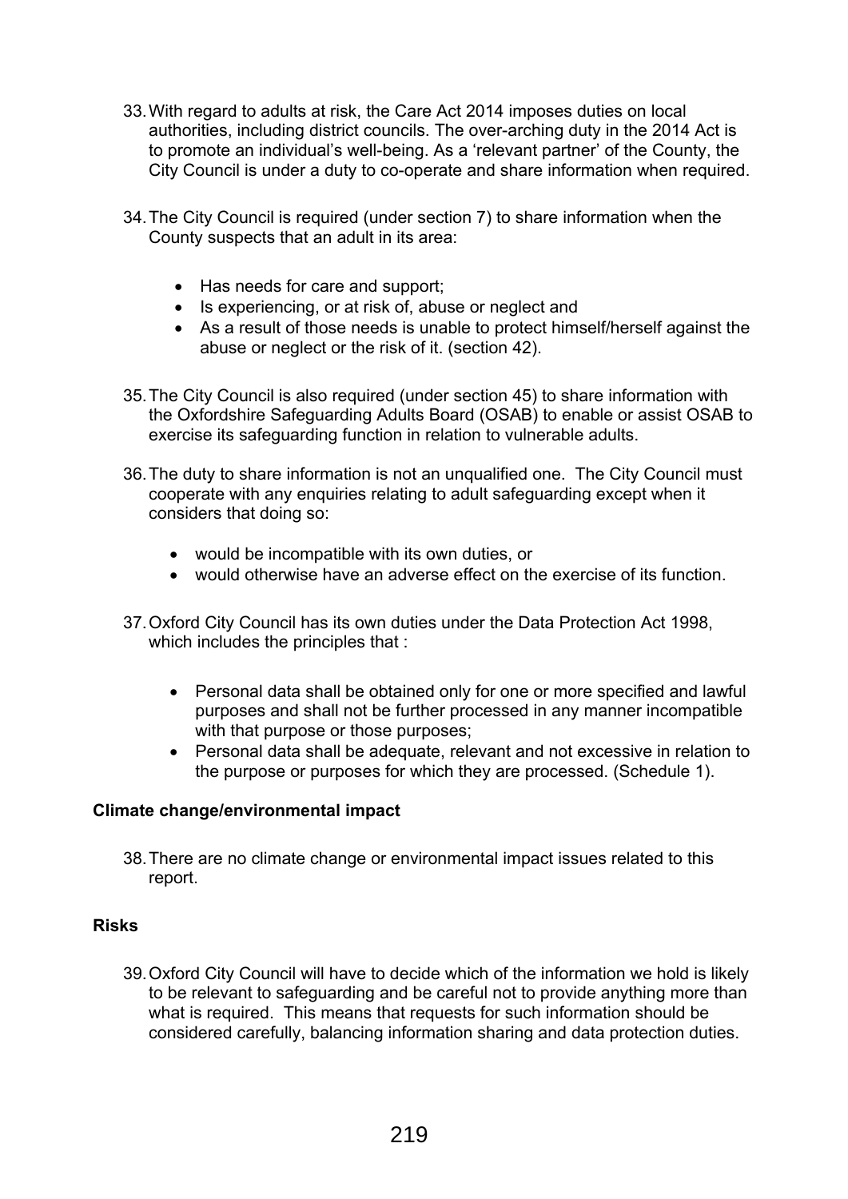33. With regard to adults at risk, the Care Act 2014 imposes duties on local authorities, including district councils. The over-arching duty in the 2014 Act is to promote an individual's well-being. As a 'relevant partner' of the County, the City Council is under a duty to co-operate and share information when required.

34. The City Council is required (under section 7) to share information when the County suspects that an adult in its area:

    - Has needs for care and support;
    - Is experiencing, or at risk of, abuse or neglect and
    - As a result of those needs is unable to protect himself/herself against the abuse or neglect or the risk of it. (section 42).

35. The City Council is also required (under section 45) to share information with the Oxfordshire Safeguarding Adults Board (OSAB) to enable or assist OSAB to exercise its safeguarding function in relation to vulnerable adults.

36. The duty to share information is not an unqualified one. The City Council must cooperate with any enquiries relating to adult safeguarding except when it considers that doing so:

    - would be incompatible with its own duties, or
    - would otherwise have an adverse effect on the exercise of its function.

37. Oxford City Council has its own duties under the Data Protection Act 1998, which includes the principles that :

    - Personal data shall be obtained only for one or more specified and lawful purposes and shall not be further processed in any manner incompatible with that purpose or those purposes;
    - Personal data shall be adequate, relevant and not excessive in relation to the purpose or purposes for which they are processed. (Schedule 1).

**Climate change/environmental impact**

38. There are no climate change or environmental impact issues related to this report.

**Risks**

39. Oxford City Council will have to decide which of the information we hold is likely to be relevant to safeguarding and be careful not to provide anything more than what is required. This means that requests for such information should be considered carefully, balancing information sharing and data protection duties.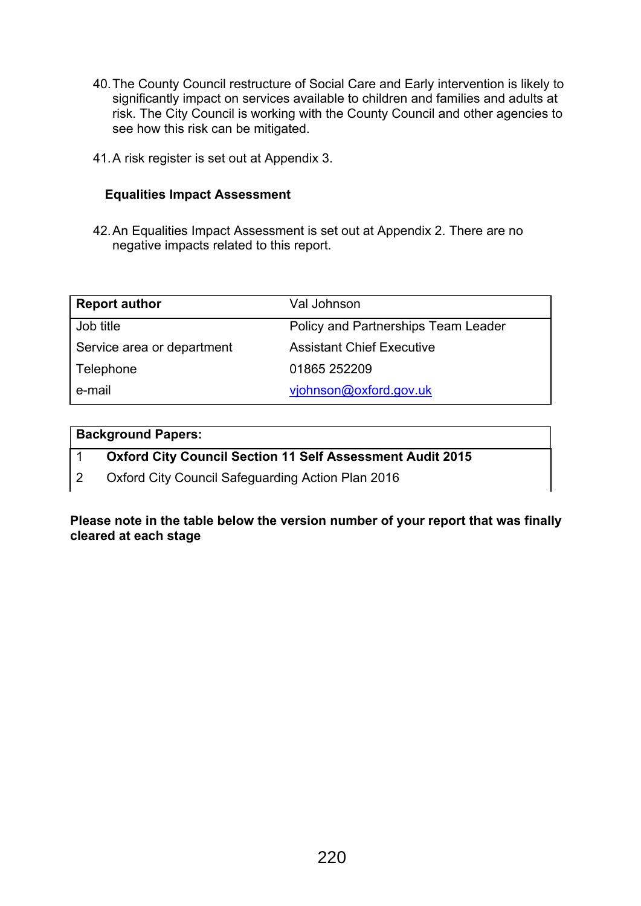40. The County Council restructure of Social Care and Early intervention is likely to significantly impact on services available to children and families and adults at risk. The City Council is working with the County Council and other agencies to see how this risk can be mitigated.

41. A risk register is set out at Appendix 3.

**Equalities Impact Assessment**

42. An Equalities Impact Assessment is set out at Appendix 2. There are no negative impacts related to this report.

| **Report author** | Val Johnson |
|---|---|
| Job title | Policy and Partnerships Team Leader |
| Service area or department | Assistant Chief Executive |
| Telephone | 01865 252209 |
| e-mail | vjohnson@oxford.gov.uk |

| **Background Papers:** | |
|---|---|
| 1 | **Oxford City Council Section 11 Self Assessment Audit 2015** |
| 2 | Oxford City Council Safeguarding Action Plan 2016 |

**Please note in the table below the version number of your report that was finally cleared at each stage**